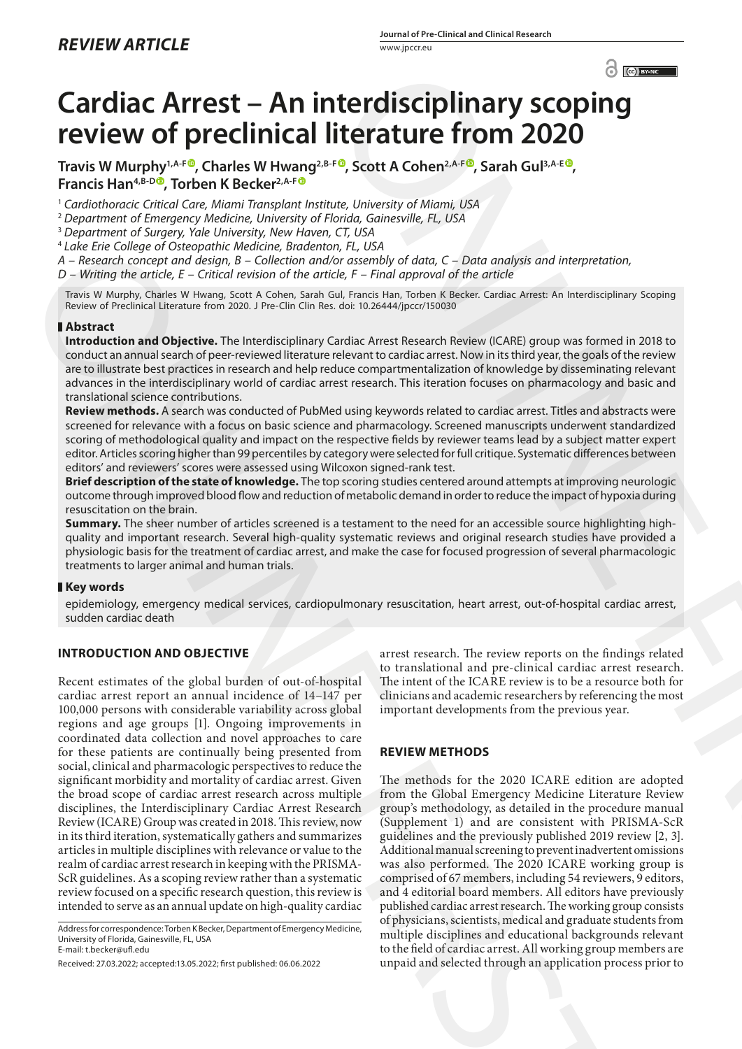REVIEW ARTICLE

# Cardiac Arrest – An interdisciplinary scoping review of preclinical literature from 2020

**Travis W Murphy[1,A-F], Charles W Hwang[2,B-F], Scott A Cohen[2,A-F], Sarah Gul[3,A-E], Francis Han[4,B-D], Torben K Becker[2,A-F]**

[1] *Cardiothoracic Critical Care, Miami Transplant Institute, University of Miami, USA*
[2] *Department of Emergency Medicine, University of Florida, Gainesville, FL, USA*
[3] *Department of Surgery, Yale University, New Haven, CT, USA*
[4] *Lake Erie College of Osteopathic Medicine, Bradenton, FL, USA*

*A – Research concept and design, B – Collection and/or assembly of data, C – Data analysis and interpretation, D – Writing the article, E – Critical revision of the article, F – Final approval of the article*

Travis W Murphy, Charles W Hwang, Scott A Cohen, Sarah Gul, Francis Han, Torben K Becker. Cardiac Arrest: An Interdisciplinary Scoping Review of Preclinical Literature from 2020. J Pre-Clin Clin Res. doi: 10.26444/jpccr/150030

## Abstract

**Introduction and Objective.** The Interdisciplinary Cardiac Arrest Research Review (ICARE) group was formed in 2018 to conduct an annual search of peer-reviewed literature relevant to cardiac arrest. Now in its third year, the goals of the review are to illustrate best practices in research and help reduce compartmentalization of knowledge by disseminating relevant advances in the interdisciplinary world of cardiac arrest research. This iteration focuses on pharmacology and basic and translational science contributions.

**Review methods.** A search was conducted of PubMed using keywords related to cardiac arrest. Titles and abstracts were screened for relevance with a focus on basic science and pharmacology. Screened manuscripts underwent standardized scoring of methodological quality and impact on the respective fields by reviewer teams lead by a subject matter expert editor. Articles scoring higher than 99 percentiles by category were selected for full critique. Systematic differences between editors' and reviewers' scores were assessed using Wilcoxon signed-rank test.

**Brief description of the state of knowledge.** The top scoring studies centered around attempts at improving neurologic outcome through improved blood flow and reduction of metabolic demand in order to reduce the impact of hypoxia during resuscitation on the brain.

**Summary.** The sheer number of articles screened is a testament to the need for an accessible source highlighting high-quality and important research. Several high-quality systematic reviews and original research studies have provided a physiologic basis for the treatment of cardiac arrest, and make the case for focused progression of several pharmacologic treatments to larger animal and human trials.

## Key words

epidemiology, emergency medical services, cardiopulmonary resuscitation, heart arrest, out-of-hospital cardiac arrest, sudden cardiac death

## INTRODUCTION AND OBJECTIVE

Recent estimates of the global burden of out-of-hospital cardiac arrest report an annual incidence of 14–147 per 100,000 persons with considerable variability across global regions and age groups [1]. Ongoing improvements in coordinated data collection and novel approaches to care for these patients are continually being presented from social, clinical and pharmacologic perspectives to reduce the significant morbidity and mortality of cardiac arrest. Given the broad scope of cardiac arrest research across multiple disciplines, the Interdisciplinary Cardiac Arrest Research Review (ICARE) Group was created in 2018. This review, now in its third iteration, systematically gathers and summarizes articles in multiple disciplines with relevance or value to the realm of cardiac arrest research in keeping with the PRISMA-ScR guidelines. As a scoping review rather than a systematic review focused on a specific research question, this review is intended to serve as an annual update on high-quality cardiac arrest research. The review reports on the findings related to translational and pre-clinical cardiac arrest research. The intent of the ICARE review is to be a resource both for clinicians and academic researchers by referencing the most important developments from the previous year.

## REVIEW METHODS

The methods for the 2020 ICARE edition are adopted from the Global Emergency Medicine Literature Review group's methodology, as detailed in the procedure manual (Supplement 1) and are consistent with PRISMA-ScR guidelines and the previously published 2019 review [2, 3]. Additional manual screening to prevent inadvertent omissions was also performed. The 2020 ICARE working group is comprised of 67 members, including 54 reviewers, 9 editors, and 4 editorial board members. All editors have previously published cardiac arrest research. The working group consists of physicians, scientists, medical and graduate students from multiple disciplines and educational backgrounds relevant to the field of cardiac arrest. All working group members are unpaid and selected through an application process prior to

Address for correspondence: Torben K Becker, Department of Emergency Medicine, University of Florida, Gainesville, FL, USA
E-mail: t.becker@ufl.edu

Received: 27.03.2022; accepted:13.05.2022; first published: 06.06.2022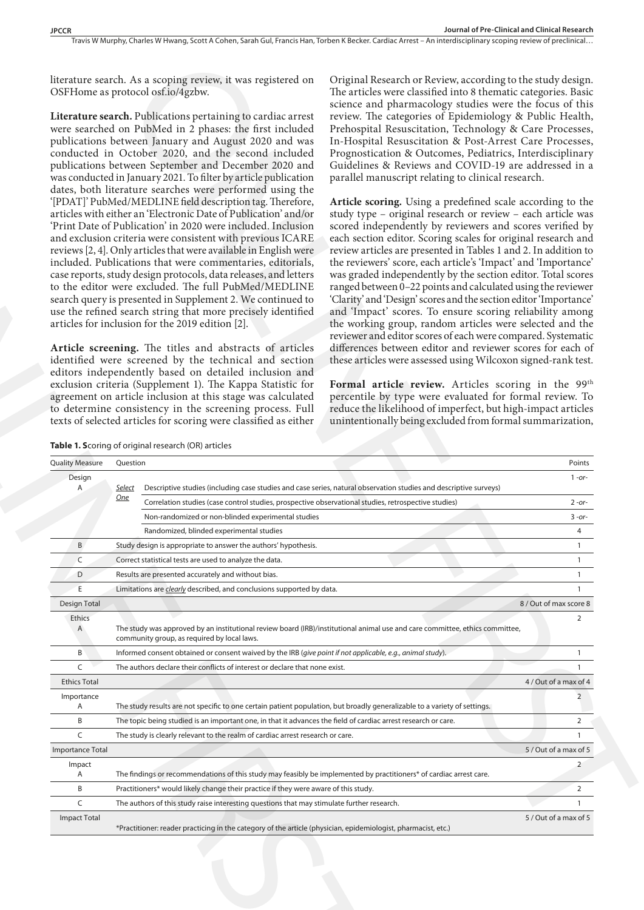literature search. As a scoping review, it was registered on OSFHome as protocol osf.io/4gzbw.

**Literature search.** Publications pertaining to cardiac arrest were searched on PubMed in 2 phases: the first included publications between January and August 2020 and was conducted in October 2020, and the second included publications between September and December 2020 and was conducted in January 2021. To filter by article publication dates, both literature searches were performed using the '[PDAT]' PubMed/MEDLINE field description tag. Therefore, articles with either an 'Electronic Date of Publication' and/or 'Print Date of Publication' in 2020 were included. Inclusion and exclusion criteria were consistent with previous ICARE reviews [2, 4]. Only articles that were available in English were included. Publications that were commentaries, editorials, case reports, study design protocols, data releases, and letters to the editor were excluded. The full PubMed/MEDLINE search query is presented in Supplement 2. We continued to use the refined search string that more precisely identified articles for inclusion for the 2019 edition [2].

**Article screening.** The titles and abstracts of articles identified were screened by the technical and section editors independently based on detailed inclusion and exclusion criteria (Supplement 1). The Kappa Statistic for agreement on article inclusion at this stage was calculated to determine consistency in the screening process. Full texts of selected articles for scoring were classified as either Original Research or Review, according to the study design. The articles were classified into 8 thematic categories. Basic science and pharmacology studies were the focus of this review. The categories of Epidemiology & Public Health, Prehospital Resuscitation, Technology & Care Processes, In-Hospital Resuscitation & Post-Arrest Care Processes, Prognostication & Outcomes, Pediatrics, Interdisciplinary Guidelines & Reviews and COVID-19 are addressed in a parallel manuscript relating to clinical research.

**Article scoring.** Using a predefined scale according to the study type – original research or review – each article was scored independently by reviewers and scores verified by each section editor. Scoring scales for original research and review articles are presented in Tables 1 and 2. In addition to the reviewers' score, each article's 'Impact' and 'Importance' was graded independently by the section editor. Total scores ranged between 0–22 points and calculated using the reviewer 'Clarity' and 'Design' scores and the section editor 'Importance' and 'Impact' scores. To ensure scoring reliability among the working group, random articles were selected and the reviewer and editor scores of each were compared. Systematic differences between editor and reviewer scores for each of these articles were assessed using Wilcoxon signed-rank test.

**Formal article review.** Articles scoring in the 99th percentile by type were evaluated for formal review. To reduce the likelihood of imperfect, but high-impact articles unintentionally being excluded from formal summarization,

**Table 1.** Scoring of original research (OR) articles

| Quality Measure | Question | | Points |
|---|---|---|---|
| Design A | *Select One* | Descriptive studies (including case studies and case series, natural observation studies and descriptive surveys) | 1 *-or-* |
| | | Correlation studies (case control studies, prospective observational studies, retrospective studies) | 2 *-or-* |
| | | Non-randomized or non-blinded experimental studies | 3 *-or-* |
| | | Randomized, blinded experimental studies | 4 |
| B | Study design is appropriate to answer the authors' hypothesis. | | 1 |
| C | Correct statistical tests are used to analyze the data. | | 1 |
| D | Results are presented accurately and without bias. | | 1 |
| E | Limitations are *clearly* described, and conclusions supported by data. | | 1 |
| Design Total | | | 8 / Out of max score 8 |
| Ethics A | The study was approved by an institutional review board (IRB)/institutional animal use and care committee, ethics committee, community group, as required by local laws. | | 2 |
| B | Informed consent obtained or consent waived by the IRB (*give point if not applicable, e.g., animal study*). | | 1 |
| C | The authors declare their conflicts of interest or declare that none exist. | | 1 |
| Ethics Total | | | 4 / Out of a max of 4 |
| Importance A | The study results are not specific to one certain patient population, but broadly generalizable to a variety of settings. | | 2 |
| B | The topic being studied is an important one, in that it advances the field of cardiac arrest research or care. | | 2 |
| C | The study is clearly relevant to the realm of cardiac arrest research or care. | | 1 |
| Importance Total | | | 5 / Out of a max of 5 |
| Impact A | The findings or recommendations of this study may feasibly be implemented by practitioners* of cardiac arrest care. | | 2 |
| B | Practitioners* would likely change their practice if they were aware of this study. | | 2 |
| C | The authors of this study raise interesting questions that may stimulate further research. | | 1 |
| Impact Total | *Practitioner: reader practicing in the category of the article (physician, epidemiologist, pharmacist, etc.) | | 5 / Out of a max of 5 |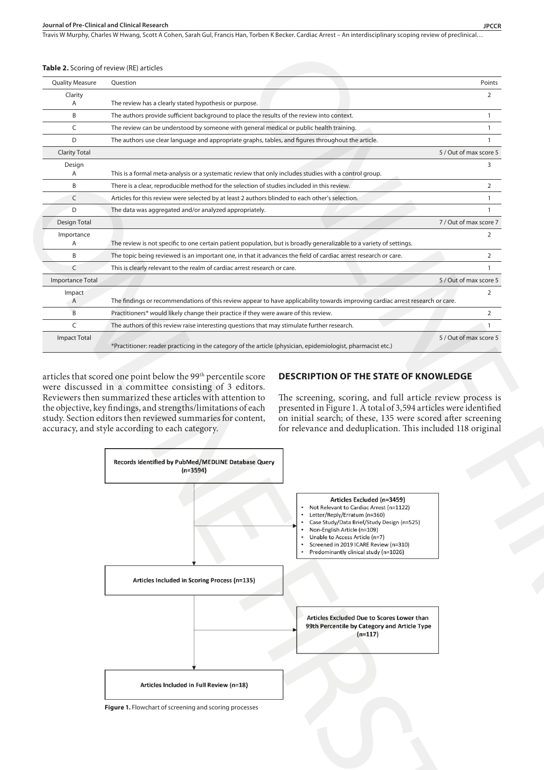**Table 2.** Scoring of review (RE) articles

| Quality Measure | Question | Points |
|---|---|---|
| Clarity<br>A | The review has a clearly stated hypothesis or purpose. | 2 |
| B | The authors provide sufficient background to place the results of the review into context. | 1 |
| C | The review can be understood by someone with general medical or public health training. | 1 |
| D | The authors use clear language and appropriate graphs, tables, and figures throughout the article. | 1 |
| Clarity Total | | 5 / Out of max score 5 |
| Design<br>A | This is a formal meta-analysis or a systematic review that only includes studies with a control group. | 3 |
| B | There is a clear, reproducible method for the selection of studies included in this review. | 2 |
| C | Articles for this review were selected by at least 2 authors blinded to each other's selection. | 1 |
| D | The data was aggregated and/or analyzed appropriately. | 1 |
| Design Total | | 7 / Out of max score 7 |
| Importance<br>A | The review is not specific to one certain patient population, but is broadly generalizable to a variety of settings. | 2 |
| B | The topic being reviewed is an important one, in that it advances the field of cardiac arrest research or care. | 2 |
| C | This is clearly relevant to the realm of cardiac arrest research or care. | 1 |
| Importance Total | | 5 / Out of max score 5 |
| Impact<br>A | The findings or recommendations of this review appear to have applicability towards improving cardiac arrest research or care. | 2 |
| B | Practitioners* would likely change their practice if they were aware of this review. | 2 |
| C | The authors of this review raise interesting questions that may stimulate further research. | 1 |
| Impact Total | *Practitioner: reader practicing in the category of the article (physician, epidemiologist, pharmacist etc.) | 5 / Out of max score 5 |

articles that scored one point below the 99th percentile score were discussed in a committee consisting of 3 editors. Reviewers then summarized these articles with attention to the objective, key findings, and strengths/limitations of each study. Section editors then reviewed summaries for content, accuracy, and style according to each category.

## DESCRIPTION OF THE STATE OF KNOWLEDGE

The screening, scoring, and full article review process is presented in Figure 1. A total of 3,594 articles were identified on initial search; of these, 135 were scored after screening for relevance and deduplication. This included 118 original

**Records Identified by PubMed/MEDLINE Database Query (n=3594)**

**Articles Excluded (n=3459)**
- Not Relevant to Cardiac Arrest (n=1122)
- Letter/Reply/Erratum (n=360)
- Case Study/Data Brief/Study Design (n=525)
- Non-English Article (n=109)
- Unable to Access Article (n=7)
- Screened in 2019 ICARE Review (n=310)
- Predominantly clinical study (n=1026)

**Articles Included in Scoring Process (n=135)**

**Articles Excluded Due to Scores Lower than 99th Percentile by Category and Article Type (n=117)**

**Articles Included in Full Review (n=18)**

**Figure 1.** Flowchart of screening and scoring processes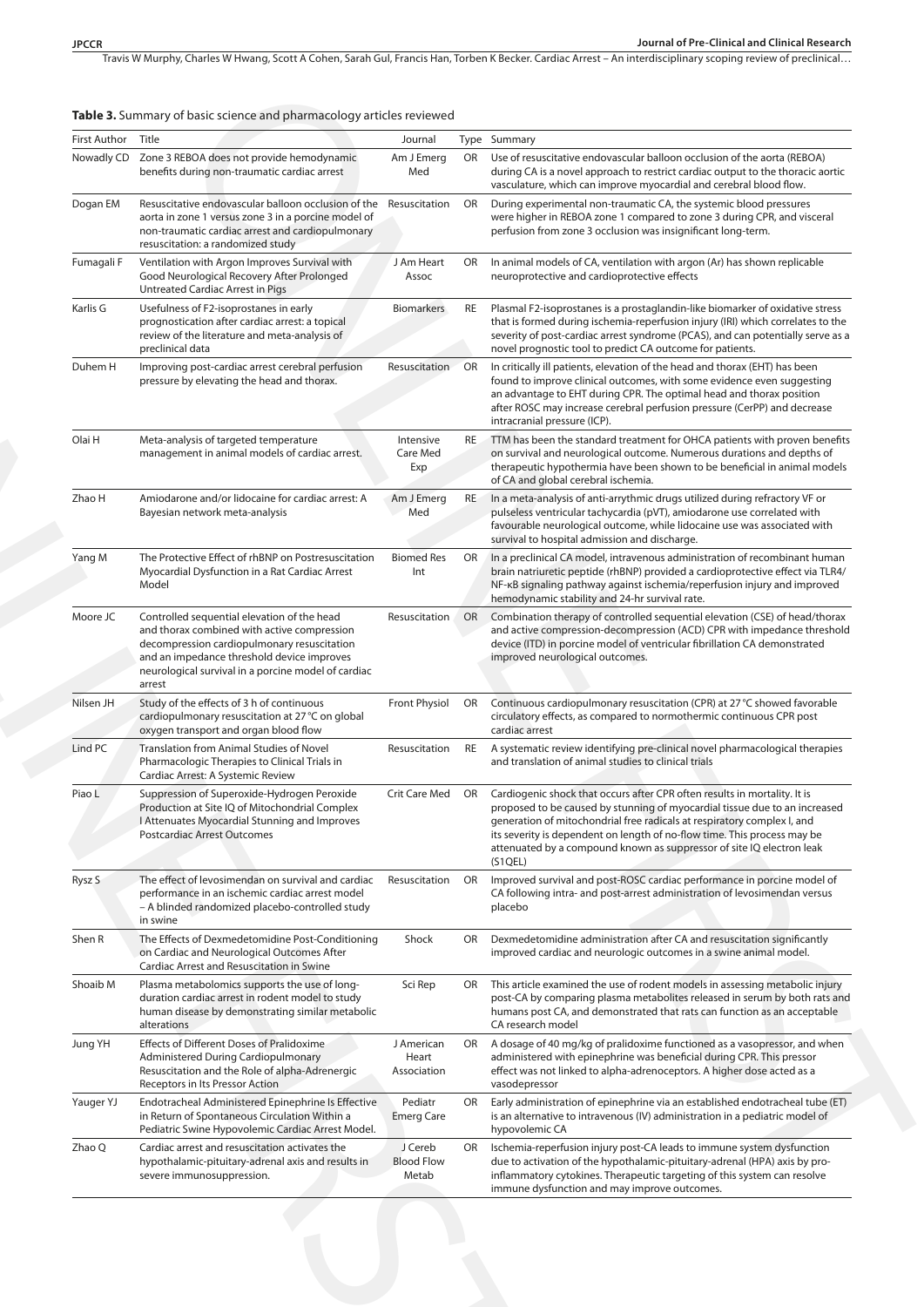**Table 3.** Summary of basic science and pharmacology articles reviewed

| First Author | Title | Journal | Type | Summary |
|---|---|---|---|---|
| Nowadly CD | Zone 3 REBOA does not provide hemodynamic benefits during non-traumatic cardiac arrest | Am J Emerg Med | OR | Use of resuscitative endovascular balloon occlusion of the aorta (REBOA) during CA is a novel approach to restrict cardiac output to the thoracic aortic vasculature, which can improve myocardial and cerebral blood flow. |
| Dogan EM | Resuscitative endovascular balloon occlusion of the aorta in zone 1 versus zone 3 in a porcine model of non-traumatic cardiac arrest and cardiopulmonary resuscitation: a randomized study | Resuscitation | OR | During experimental non-traumatic CA, the systemic blood pressures were higher in REBOA zone 1 compared to zone 3 during CPR, and visceral perfusion from zone 3 occlusion was insignificant long-term. |
| Fumagali F | Ventilation with Argon Improves Survival with Good Neurological Recovery After Prolonged Untreated Cardiac Arrest in Pigs | J Am Heart Assoc | OR | In animal models of CA, ventilation with argon (Ar) has shown replicable neuroprotective and cardioprotective effects |
| Karlis G | Usefulness of F2-isoprostanes in early prognostication after cardiac arrest: a topical review of the literature and meta-analysis of preclinical data | Biomarkers | RE | Plasmal F2-isoprostanes is a prostaglandin-like biomarker of oxidative stress that is formed during ischemia-reperfusion injury (IRI) which correlates to the severity of post-cardiac arrest syndrome (PCAS), and can potentially serve as a novel prognostic tool to predict CA outcome for patients. |
| Duhem H | Improving post-cardiac arrest cerebral perfusion pressure by elevating the head and thorax. | Resuscitation | OR | In critically ill patients, elevation of the head and thorax (EHT) has been found to improve clinical outcomes, with some evidence even suggesting an advantage to EHT during CPR. The optimal head and thorax position after ROSC may increase cerebral perfusion pressure (CerPP) and decrease intracranial pressure (ICP). |
| Olai H | Meta-analysis of targeted temperature management in animal models of cardiac arrest. | Intensive Care Med Exp | RE | TTM has been the standard treatment for OHCA patients with proven benefits on survival and neurological outcome. Numerous durations and depths of therapeutic hypothermia have been shown to be beneficial in animal models of CA and global cerebral ischemia. |
| Zhao H | Amiodarone and/or lidocaine for cardiac arrest: A Bayesian network meta-analysis | Am J Emerg Med | RE | In a meta-analysis of anti-arrythmic drugs utilized during refractory VF or pulseless ventricular tachycardia (pVT), amiodarone use correlated with favourable neurological outcome, while lidocaine use was associated with survival to hospital admission and discharge. |
| Yang M | The Protective Effect of rhBNP on Postresuscitation Myocardial Dysfunction in a Rat Cardiac Arrest Model | Biomed Res Int | OR | In a preclinical CA model, intravenous administration of recombinant human brain natriuretic peptide (rhBNP) provided a cardioprotective effect via TLR4/NF-κB signaling pathway against ischemia/reperfusion injury and improved hemodynamic stability and 24-hr survival rate. |
| Moore JC | Controlled sequential elevation of the head and thorax combined with active compression decompression cardiopulmonary resuscitation and an impedance threshold device improves neurological survival in a porcine model of cardiac arrest | Resuscitation | OR | Combination therapy of controlled sequential elevation (CSE) of head/thorax and active compression-decompression (ACD) CPR with impedance threshold device (ITD) in porcine model of ventricular fibrillation CA demonstrated improved neurological outcomes. |
| Nilsen JH | Study of the effects of 3 h of continuous cardiopulmonary resuscitation at 27 °C on global oxygen transport and organ blood flow | Front Physiol | OR | Continuous cardiopulmonary resuscitation (CPR) at 27 °C showed favorable circulatory effects, as compared to normothermic continuous CPR post cardiac arrest |
| Lind PC | Translation from Animal Studies of Novel Pharmacologic Therapies to Clinical Trials in Cardiac Arrest: A Systemic Review | Resuscitation | RE | A systematic review identifying pre-clinical novel pharmacological therapies and translation of animal studies to clinical trials |
| Piao L | Suppression of Superoxide-Hydrogen Peroxide Production at Site IQ of Mitochondrial Complex I Attenuates Myocardial Stunning and Improves Postcardiac Arrest Outcomes | Crit Care Med | OR | Cardiogenic shock that occurs after CPR often results in mortality. It is proposed to be caused by stunning of myocardial tissue due to an increased generation of mitochondrial free radicals at respiratory complex I, and its severity is dependent on length of no-flow time. This process may be attenuated by a compound known as suppressor of site IQ electron leak (S1QEL) |
| Rysz S | The effect of levosimendan on survival and cardiac performance in an ischemic cardiac arrest model – A blinded randomized placebo-controlled study in swine | Resuscitation | OR | Improved survival and post-ROSC cardiac performance in porcine model of CA following intra- and post-arrest administration of levosimendan versus placebo |
| Shen R | The Effects of Dexmedetomidine Post-Conditioning on Cardiac and Neurological Outcomes After Cardiac Arrest and Resuscitation in Swine | Shock | OR | Dexmedetomidine administration after CA and resuscitation significantly improved cardiac and neurologic outcomes in a swine animal model. |
| Shoaib M | Plasma metabolomics supports the use of long-duration cardiac arrest in rodent model to study human disease by demonstrating similar metabolic alterations | Sci Rep | OR | This article examined the use of rodent models in assessing metabolic injury post-CA by comparing plasma metabolites released in serum by both rats and humans post CA, and demonstrated that rats can function as an acceptable CA research model |
| Jung YH | Effects of Different Doses of Pralidoxime Administered During Cardiopulmonary Resuscitation and the Role of alpha-Adrenergic Receptors in Its Pressor Action | J American Heart Association | OR | A dosage of 40 mg/kg of pralidoxime functioned as a vasopressor, and when administered with epinephrine was beneficial during CPR. This pressor effect was not linked to alpha-adrenoceptors. A higher dose acted as a vasodepressor |
| Yauger YJ | Endotracheal Administered Epinephrine Is Effective in Return of Spontaneous Circulation Within a Pediatric Swine Hypovolemic Cardiac Arrest Model. | Pediatr Emerg Care | OR | Early administration of epinephrine via an established endotracheal tube (ET) is an alternative to intravenous (IV) administration in a pediatric model of hypovolemic CA |
| Zhao Q | Cardiac arrest and resuscitation activates the hypothalamic-pituitary-adrenal axis and results in severe immunosuppression. | J Cereb Blood Flow Metab | OR | Ischemia-reperfusion injury post-CA leads to immune system dysfunction due to activation of the hypothalamic-pituitary-adrenal (HPA) axis by pro-inflammatory cytokines. Therapeutic targeting of this system can resolve immune dysfunction and may improve outcomes. |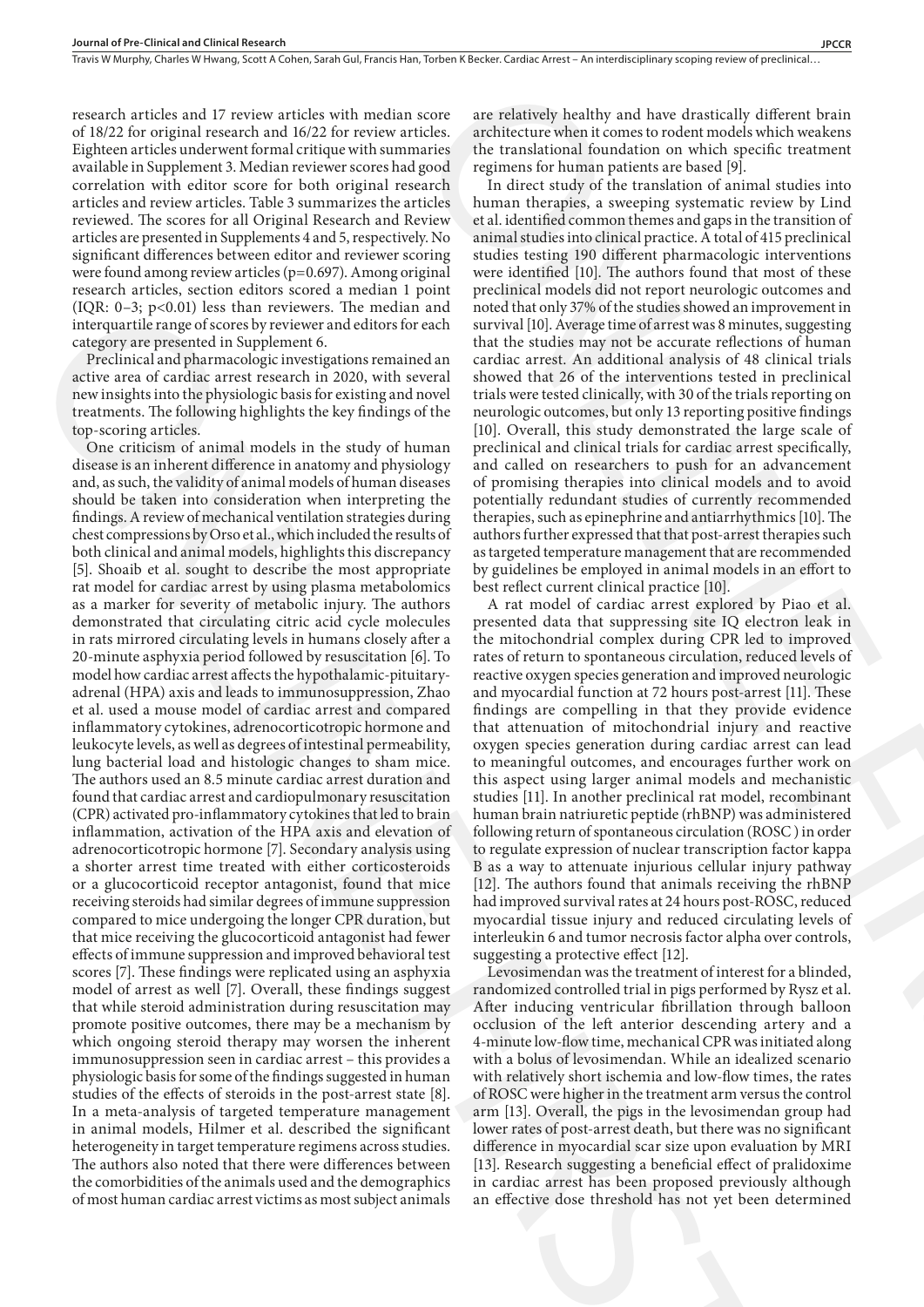research articles and 17 review articles with median score of 18/22 for original research and 16/22 for review articles. Eighteen articles underwent formal critique with summaries available in Supplement 3. Median reviewer scores had good correlation with editor score for both original research articles and review articles. Table 3 summarizes the articles reviewed. The scores for all Original Research and Review articles are presented in Supplements 4 and 5, respectively. No significant differences between editor and reviewer scoring were found among review articles ($p=0.697$). Among original research articles, section editors scored a median 1 point (IQR: 0–3; $p<0.01$) less than reviewers. The median and interquartile range of scores by reviewer and editors for each category are presented in Supplement 6.

Preclinical and pharmacologic investigations remained an active area of cardiac arrest research in 2020, with several new insights into the physiologic basis for existing and novel treatments. The following highlights the key findings of the top-scoring articles.

One criticism of animal models in the study of human disease is an inherent difference in anatomy and physiology and, as such, the validity of animal models of human diseases should be taken into consideration when interpreting the findings. A review of mechanical ventilation strategies during chest compressions by Orso et al., which included the results of both clinical and animal models, highlights this discrepancy [5]. Shoaib et al. sought to describe the most appropriate rat model for cardiac arrest by using plasma metabolomics as a marker for severity of metabolic injury. The authors demonstrated that circulating citric acid cycle molecules in rats mirrored circulating levels in humans closely after a 20-minute asphyxia period followed by resuscitation [6]. To model how cardiac arrest affects the hypothalamic-pituitary-adrenal (HPA) axis and leads to immunosuppression, Zhao et al. used a mouse model of cardiac arrest and compared inflammatory cytokines, adrenocorticotropic hormone and leukocyte levels, as well as degrees of intestinal permeability, lung bacterial load and histologic changes to sham mice. The authors used an 8.5 minute cardiac arrest duration and found that cardiac arrest and cardiopulmonary resuscitation (CPR) activated pro-inflammatory cytokines that led to brain inflammation, activation of the HPA axis and elevation of adrenocorticotropic hormone [7]. Secondary analysis using a shorter arrest time treated with either corticosteroids or a glucocorticoid receptor antagonist, found that mice receiving steroids had similar degrees of immune suppression compared to mice undergoing the longer CPR duration, but that mice receiving the glucocorticoid antagonist had fewer effects of immune suppression and improved behavioral test scores [7]. These findings were replicated using an asphyxia model of arrest as well [7]. Overall, these findings suggest that while steroid administration during resuscitation may promote positive outcomes, there may be a mechanism by which ongoing steroid therapy may worsen the inherent immunosuppression seen in cardiac arrest – this provides a physiologic basis for some of the findings suggested in human studies of the effects of steroids in the post-arrest state [8]. In a meta-analysis of targeted temperature management in animal models, Hilmer et al. described the significant heterogeneity in target temperature regimens across studies. The authors also noted that there were differences between the comorbidities of the animals used and the demographics of most human cardiac arrest victims as most subject animals are relatively healthy and have drastically different brain architecture when it comes to rodent models which weakens the translational foundation on which specific treatment regimens for human patients are based [9].

In direct study of the translation of animal studies into human therapies, a sweeping systematic review by Lind et al. identified common themes and gaps in the transition of animal studies into clinical practice. A total of 415 preclinical studies testing 190 different pharmacologic interventions were identified [10]. The authors found that most of these preclinical models did not report neurologic outcomes and noted that only 37% of the studies showed an improvement in survival [10]. Average time of arrest was 8 minutes, suggesting that the studies may not be accurate reflections of human cardiac arrest. An additional analysis of 48 clinical trials showed that 26 of the interventions tested in preclinical trials were tested clinically, with 30 of the trials reporting on neurologic outcomes, but only 13 reporting positive findings [10]. Overall, this study demonstrated the large scale of preclinical and clinical trials for cardiac arrest specifically, and called on researchers to push for an advancement of promising therapies into clinical models and to avoid potentially redundant studies of currently recommended therapies, such as epinephrine and antiarrhythmics [10]. The authors further expressed that that post-arrest therapies such as targeted temperature management that are recommended by guidelines be employed in animal models in an effort to best reflect current clinical practice [10].

A rat model of cardiac arrest explored by Piao et al. presented data that suppressing site IQ electron leak in the mitochondrial complex during CPR led to improved rates of return to spontaneous circulation, reduced levels of reactive oxygen species generation and improved neurologic and myocardial function at 72 hours post-arrest [11]. These findings are compelling in that they provide evidence that attenuation of mitochondrial injury and reactive oxygen species generation during cardiac arrest can lead to meaningful outcomes, and encourages further work on this aspect using larger animal models and mechanistic studies [11]. In another preclinical rat model, recombinant human brain natriuretic peptide (rhBNP) was administered following return of spontaneous circulation (ROSC) in order to regulate expression of nuclear transcription factor kappa B as a way to attenuate injurious cellular injury pathway [12]. The authors found that animals receiving the rhBNP had improved survival rates at 24 hours post-ROSC, reduced myocardial tissue injury and reduced circulating levels of interleukin 6 and tumor necrosis factor alpha over controls, suggesting a protective effect [12].

Levosimendan was the treatment of interest for a blinded, randomized controlled trial in pigs performed by Rysz et al. After inducing ventricular fibrillation through balloon occlusion of the left anterior descending artery and a 4-minute low-flow time, mechanical CPR was initiated along with a bolus of levosimendan. While an idealized scenario with relatively short ischemia and low-flow times, the rates of ROSC were higher in the treatment arm versus the control arm [13]. Overall, the pigs in the levosimendan group had lower rates of post-arrest death, but there was no significant difference in myocardial scar size upon evaluation by MRI [13]. Research suggesting a beneficial effect of pralidoxime in cardiac arrest has been proposed previously although an effective dose threshold has not yet been determined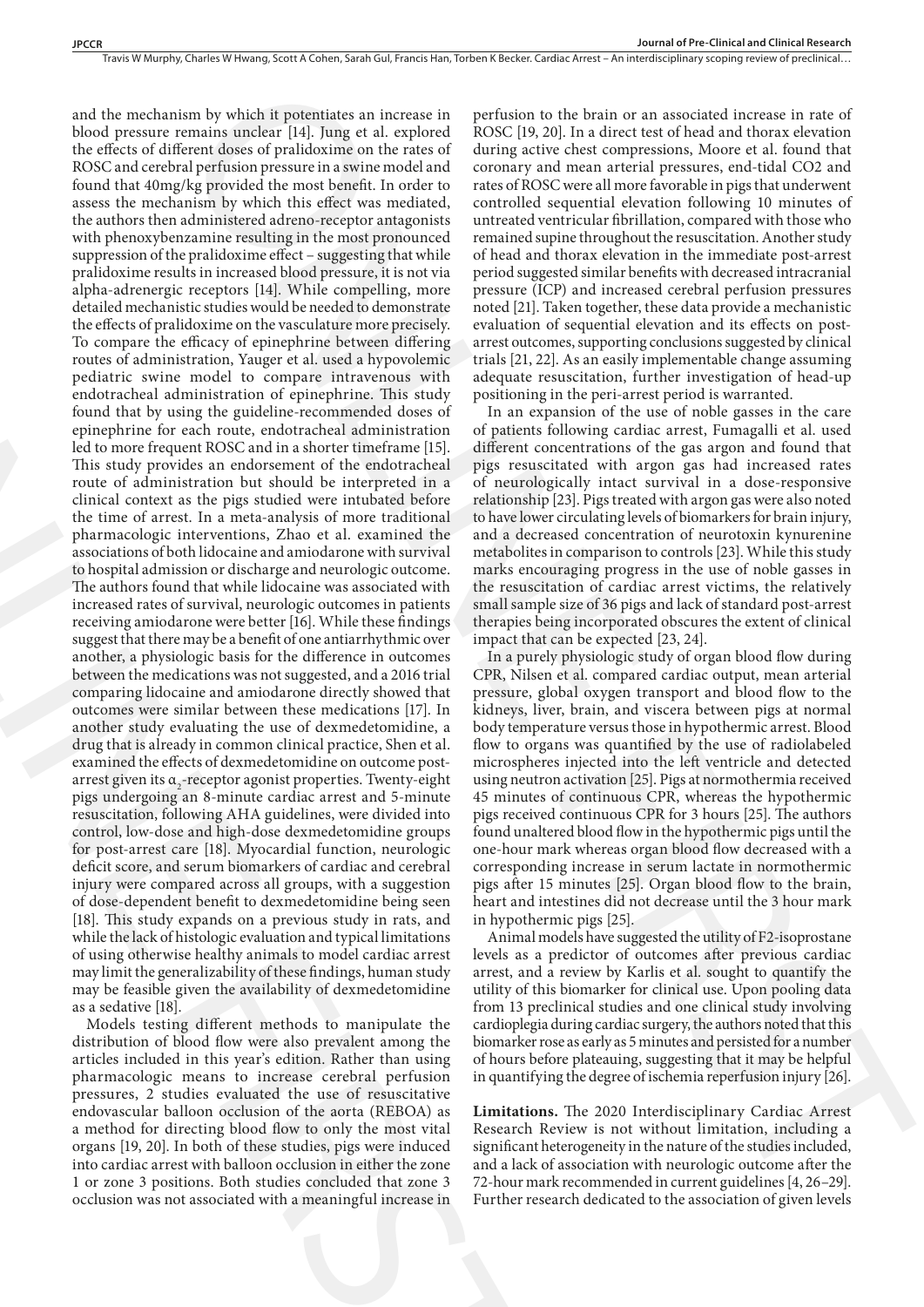and the mechanism by which it potentiates an increase in blood pressure remains unclear [14]. Jung et al. explored the effects of different doses of pralidoxime on the rates of ROSC and cerebral perfusion pressure in a swine model and found that 40mg/kg provided the most benefit. In order to assess the mechanism by which this effect was mediated, the authors then administered adreno-receptor antagonists with phenoxybenzamine resulting in the most pronounced suppression of the pralidoxime effect – suggesting that while pralidoxime results in increased blood pressure, it is not via alpha-adrenergic receptors [14]. While compelling, more detailed mechanistic studies would be needed to demonstrate the effects of pralidoxime on the vasculature more precisely. To compare the efficacy of epinephrine between differing routes of administration, Yauger et al. used a hypovolemic pediatric swine model to compare intravenous with endotracheal administration of epinephrine. This study found that by using the guideline-recommended doses of epinephrine for each route, endotracheal administration led to more frequent ROSC and in a shorter timeframe [15]. This study provides an endorsement of the endotracheal route of administration but should be interpreted in a clinical context as the pigs studied were intubated before the time of arrest. In a meta-analysis of more traditional pharmacologic interventions, Zhao et al. examined the associations of both lidocaine and amiodarone with survival to hospital admission or discharge and neurologic outcome. The authors found that while lidocaine was associated with increased rates of survival, neurologic outcomes in patients receiving amiodarone were better [16]. While these findings suggest that there may be a benefit of one antiarrhythmic over another, a physiologic basis for the difference in outcomes between the medications was not suggested, and a 2016 trial comparing lidocaine and amiodarone directly showed that outcomes were similar between these medications [17]. In another study evaluating the use of dexmedetomidine, a drug that is already in common clinical practice, Shen et al. examined the effects of dexmedetomidine on outcome post-arrest given its $\alpha_2$-receptor agonist properties. Twenty-eight pigs undergoing an 8-minute cardiac arrest and 5-minute resuscitation, following AHA guidelines, were divided into control, low-dose and high-dose dexmedetomidine groups for post-arrest care [18]. Myocardial function, neurologic deficit score, and serum biomarkers of cardiac and cerebral injury were compared across all groups, with a suggestion of dose-dependent benefit to dexmedetomidine being seen [18]. This study expands on a previous study in rats, and while the lack of histologic evaluation and typical limitations of using otherwise healthy animals to model cardiac arrest may limit the generalizability of these findings, human study may be feasible given the availability of dexmedetomidine as a sedative [18].

Models testing different methods to manipulate the distribution of blood flow were also prevalent among the articles included in this year's edition. Rather than using pharmacologic means to increase cerebral perfusion pressures, 2 studies evaluated the use of resuscitative endovascular balloon occlusion of the aorta (REBOA) as a method for directing blood flow to only the most vital organs [19, 20]. In both of these studies, pigs were induced into cardiac arrest with balloon occlusion in either the zone 1 or zone 3 positions. Both studies concluded that zone 3 occlusion was not associated with a meaningful increase in perfusion to the brain or an associated increase in rate of ROSC [19, 20]. In a direct test of head and thorax elevation during active chest compressions, Moore et al. found that coronary and mean arterial pressures, end-tidal CO2 and rates of ROSC were all more favorable in pigs that underwent controlled sequential elevation following 10 minutes of untreated ventricular fibrillation, compared with those who remained supine throughout the resuscitation. Another study of head and thorax elevation in the immediate post-arrest period suggested similar benefits with decreased intracranial pressure (ICP) and increased cerebral perfusion pressures noted [21]. Taken together, these data provide a mechanistic evaluation of sequential elevation and its effects on post-arrest outcomes, supporting conclusions suggested by clinical trials [21, 22]. As an easily implementable change assuming adequate resuscitation, further investigation of head-up positioning in the peri-arrest period is warranted.

In an expansion of the use of noble gasses in the care of patients following cardiac arrest, Fumagalli et al. used different concentrations of the gas argon and found that pigs resuscitated with argon gas had increased rates of neurologically intact survival in a dose-responsive relationship [23]. Pigs treated with argon gas were also noted to have lower circulating levels of biomarkers for brain injury, and a decreased concentration of neurotoxin kynurenine metabolites in comparison to controls [23]. While this study marks encouraging progress in the use of noble gasses in the resuscitation of cardiac arrest victims, the relatively small sample size of 36 pigs and lack of standard post-arrest therapies being incorporated obscures the extent of clinical impact that can be expected [23, 24].

In a purely physiologic study of organ blood flow during CPR, Nilsen et al. compared cardiac output, mean arterial pressure, global oxygen transport and blood flow to the kidneys, liver, brain, and viscera between pigs at normal body temperature versus those in hypothermic arrest. Blood flow to organs was quantified by the use of radiolabeled microspheres injected into the left ventricle and detected using neutron activation [25]. Pigs at normothermia received 45 minutes of continuous CPR, whereas the hypothermic pigs received continuous CPR for 3 hours [25]. The authors found unaltered blood flow in the hypothermic pigs until the one-hour mark whereas organ blood flow decreased with a corresponding increase in serum lactate in normothermic pigs after 15 minutes [25]. Organ blood flow to the brain, heart and intestines did not decrease until the 3 hour mark in hypothermic pigs [25].

Animal models have suggested the utility of F2-isoprostane levels as a predictor of outcomes after previous cardiac arrest, and a review by Karlis et al. sought to quantify the utility of this biomarker for clinical use. Upon pooling data from 13 preclinical studies and one clinical study involving cardioplegia during cardiac surgery, the authors noted that this biomarker rose as early as 5 minutes and persisted for a number of hours before plateauing, suggesting that it may be helpful in quantifying the degree of ischemia reperfusion injury [26].

**Limitations.** The 2020 Interdisciplinary Cardiac Arrest Research Review is not without limitation, including a significant heterogeneity in the nature of the studies included, and a lack of association with neurologic outcome after the 72-hour mark recommended in current guidelines [4, 26–29]. Further research dedicated to the association of given levels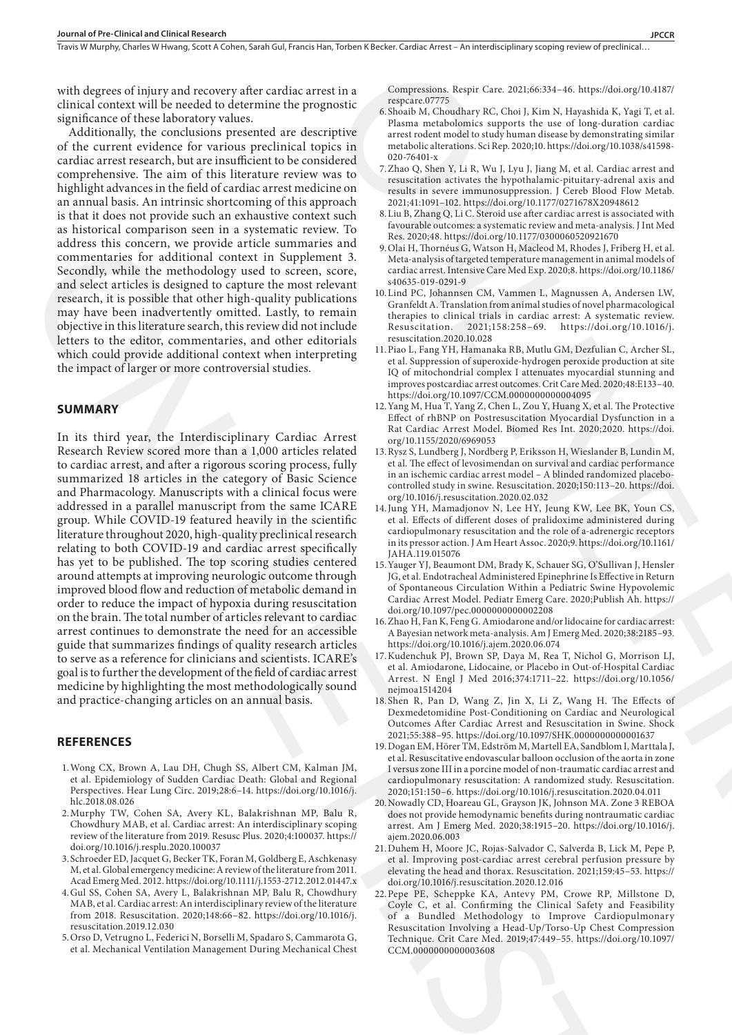with degrees of injury and recovery after cardiac arrest in a clinical context will be needed to determine the prognostic significance of these laboratory values.

Additionally, the conclusions presented are descriptive of the current evidence for various preclinical topics in cardiac arrest research, but are insufficient to be considered comprehensive. The aim of this literature review was to highlight advances in the field of cardiac arrest medicine on an annual basis. An intrinsic shortcoming of this approach is that it does not provide such an exhaustive context such as historical comparison seen in a systematic review. To address this concern, we provide article summaries and commentaries for additional context in Supplement 3. Secondly, while the methodology used to screen, score, and select articles is designed to capture the most relevant research, it is possible that other high-quality publications may have been inadvertently omitted. Lastly, to remain objective in this literature search, this review did not include letters to the editor, commentaries, and other editorials which could provide additional context when interpreting the impact of larger or more controversial studies.

## SUMMARY

In its third year, the Interdisciplinary Cardiac Arrest Research Review scored more than a 1,000 articles related to cardiac arrest, and after a rigorous scoring process, fully summarized 18 articles in the category of Basic Science and Pharmacology. Manuscripts with a clinical focus were addressed in a parallel manuscript from the same ICARE group. While COVID-19 featured heavily in the scientific literature throughout 2020, high-quality preclinical research relating to both COVID-19 and cardiac arrest specifically has yet to be published. The top scoring studies centered around attempts at improving neurologic outcome through improved blood flow and reduction of metabolic demand in order to reduce the impact of hypoxia during resuscitation on the brain. The total number of articles relevant to cardiac arrest continues to demonstrate the need for an accessible guide that summarizes findings of quality research articles to serve as a reference for clinicians and scientists. ICARE's goal is to further the development of the field of cardiac arrest medicine by highlighting the most methodologically sound and practice-changing articles on an annual basis.

## REFERENCES

1. Wong CX, Brown A, Lau DH, Chugh SS, Albert CM, Kalman JM, et al. Epidemiology of Sudden Cardiac Death: Global and Regional Perspectives. Hear Lung Circ. 2019;28:6–14. https://doi.org/10.1016/j.hlc.2018.08.026
2. Murphy TW, Cohen SA, Avery KL, Balakrishnan MP, Balu R, Chowdhury MAB, et al. Cardiac arrest: An interdisciplinary scoping review of the literature from 2019. Resusc Plus. 2020;4:100037. https://doi.org/10.1016/j.resplu.2020.100037
3. Schroeder ED, Jacquet G, Becker TK, Foran M, Goldberg E, Aschkenasy M, et al. Global emergency medicine: A review of the literature from 2011. Acad Emerg Med. 2012. https://doi.org/10.1111/j.1553-2712.2012.01447.x
4. Gul SS, Cohen SA, Avery L, Balakrishnan MP, Balu R, Chowdhury MAB, et al. Cardiac arrest: An interdisciplinary review of the literature from 2018. Resuscitation. 2020;148:66–82. https://doi.org/10.1016/j.resuscitation.2019.12.030
5. Orso D, Vetrugno L, Federici N, Borselli M, Spadaro S, Cammarota G, et al. Mechanical Ventilation Management During Mechanical Chest Compressions. Respir Care. 2021;66:334–46. https://doi.org/10.4187/respcare.07775
6. Shoaib M, Choudhary RC, Choi J, Kim N, Hayashida K, Yagi T, et al. Plasma metabolomics supports the use of long-duration cardiac arrest rodent model to study human disease by demonstrating similar metabolic alterations. Sci Rep. 2020;10. https://doi.org/10.1038/s41598-020-76401-x
7. Zhao Q, Shen Y, Li R, Wu J, Lyu J, Jiang M, et al. Cardiac arrest and resuscitation activates the hypothalamic-pituitary-adrenal axis and results in severe immunosuppression. J Cereb Blood Flow Metab. 2021;41:1091–102. https://doi.org/10.1177/0271678X20948612
8. Liu B, Zhang Q, Li C. Steroid use after cardiac arrest is associated with favourable outcomes: a systematic review and meta-analysis. J Int Med Res. 2020;48. https://doi.org/10.1177/0300060520921670
9. Olai H, Thornéus G, Watson H, Macleod M, Rhodes J, Friberg H, et al. Meta-analysis of targeted temperature management in animal models of cardiac arrest. Intensive Care Med Exp. 2020;8. https://doi.org/10.1186/s40635-019-0291-9
10. Lind PC, Johannsen CM, Vammen L, Magnussen A, Andersen LW, Granfeldt A. Translation from animal studies of novel pharmacological therapies to clinical trials in cardiac arrest: A systematic review. Resuscitation. 2021;158:258–69. https://doi.org/10.1016/j.resuscitation.2020.10.028
11. Piao L, Fang YH, Hamanaka RB, Mutlu GM, Dezfulian C, Archer SL, et al. Suppression of superoxide-hydrogen peroxide production at site IQ of mitochondrial complex I attenuates myocardial stunning and improves postcardiac arrest outcomes. Crit Care Med. 2020;48:E133–40. https://doi.org/10.1097/CCM.0000000000004095
12. Yang M, Hua T, Yang Z, Chen L, Zou Y, Huang X, et al. The Protective Effect of rhBNP on Postresuscitation Myocardial Dysfunction in a Rat Cardiac Arrest Model. Biomed Res Int. 2020;2020. https://doi.org/10.1155/2020/6969053
13. Rysz S, Lundberg J, Nordberg P, Eriksson H, Wieslander B, Lundin M, et al. The effect of levosimendan on survival and cardiac performance in an ischemic cardiac arrest model – A blinded randomized placebo-controlled study in swine. Resuscitation. 2020;150:113–20. https://doi.org/10.1016/j.resuscitation.2020.02.032
14. Jung YH, Mamadjonov N, Lee HY, Jeung KW, Lee BK, Youn CS, et al. Effects of different doses of pralidoxime administered during cardiopulmonary resuscitation and the role of a-adrenergic receptors in its pressor action. J Am Heart Assoc. 2020;9. https://doi.org/10.1161/JAHA.119.015076
15. Yauger YJ, Beaumont DM, Brady K, Schauer SG, O'Sullivan J, Hensler JG, et al. Endotracheal Administered Epinephrine Is Effective in Return of Spontaneous Circulation Within a Pediatric Swine Hypovolemic Cardiac Arrest Model. Pediatr Emerg Care. 2020;Publish Ah. https://doi.org/10.1097/pec.0000000000002208
16. Zhao H, Fan K, Feng G. Amiodarone and/or lidocaine for cardiac arrest: A Bayesian network meta-analysis. Am J Emerg Med. 2020;38:2185–93. https://doi.org/10.1016/j.ajem.2020.06.074
17. Kudenchuk PJ, Brown SP, Daya M, Rea T, Nichol G, Morrison LJ, et al. Amiodarone, Lidocaine, or Placebo in Out-of-Hospital Cardiac Arrest. N Engl J Med 2016;374:1711–22. https://doi.org/10.1056/nejmoa1514204
18. Shen R, Pan D, Wang Z, Jin X, Li Z, Wang H. The Effects of Dexmedetomidine Post-Conditioning on Cardiac and Neurological Outcomes After Cardiac Arrest and Resuscitation in Swine. Shock 2021;55:388–95. https://doi.org/10.1097/SHK.0000000000001637
19. Dogan EM, Hörer TM, Edström M, Martell EA, Sandblom I, Marttala J, et al. Resuscitative endovascular balloon occlusion of the aorta in zone I versus zone III in a porcine model of non-traumatic cardiac arrest and cardiopulmonary resuscitation: A randomized study. Resuscitation. 2020;151:150–6. https://doi.org/10.1016/j.resuscitation.2020.04.011
20. Nowadly CD, Hoareau GL, Grayson JK, Johnson MA. Zone 3 REBOA does not provide hemodynamic benefits during nontraumatic cardiac arrest. Am J Emerg Med. 2020;38:1915–20. https://doi.org/10.1016/j.ajem.2020.06.003
21. Duhem H, Moore JC, Rojas-Salvador C, Salverda B, Lick M, Pepe P, et al. Improving post-cardiac arrest cerebral perfusion pressure by elevating the head and thorax. Resuscitation. 2021;159:45–53. https://doi.org/10.1016/j.resuscitation.2020.12.016
22. Pepe PE, Scheppke KA, Antevy PM, Crowe RP, Millstone D, Coyle C, et al. Confirming the Clinical Safety and Feasibility of a Bundled Methodology to Improve Cardiopulmonary Resuscitation Involving a Head-Up/Torso-Up Chest Compression Technique. Crit Care Med. 2019;47:449–55. https://doi.org/10.1097/CCM.0000000000003608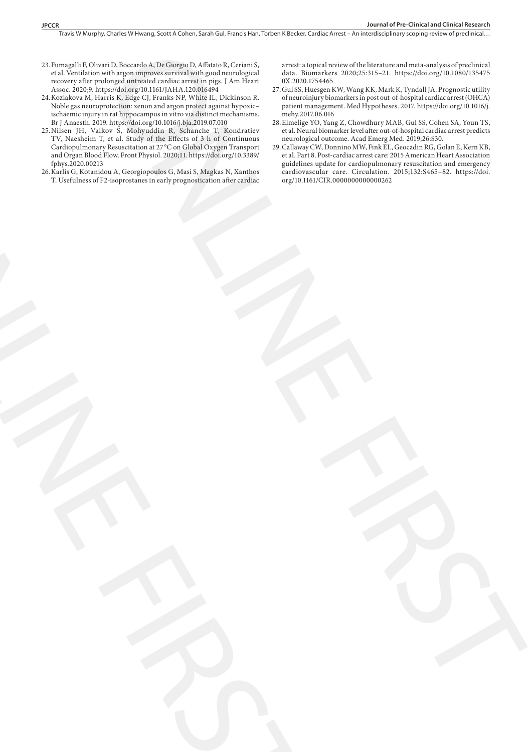23. Fumagalli F, Olivari D, Boccardo A, De Giorgio D, Affatato R, Ceriani S, et al. Ventilation with argon improves survival with good neurological recovery after prolonged untreated cardiac arrest in pigs. J Am Heart Assoc. 2020;9. https://doi.org/10.1161/JAHA.120.016494
24. Koziakova M, Harris K, Edge CJ, Franks NP, White IL, Dickinson R. Noble gas neuroprotection: xenon and argon protect against hypoxic–ischaemic injury in rat hippocampus in vitro via distinct mechanisms. Br J Anaesth. 2019. https://doi.org/10.1016/j.bja.2019.07.010
25. Nilsen JH, Valkov S, Mohyuddin R, Schanche T, Kondratiev TV, Naesheim T, et al. Study of the Effects of 3 h of Continuous Cardiopulmonary Resuscitation at 27 °C on Global Oxygen Transport and Organ Blood Flow. Front Physiol. 2020;11. https://doi.org/10.3389/fphys.2020.00213
26. Karlis G, Kotanidou A, Georgiopoulos G, Masi S, Magkas N, Xanthos T. Usefulness of F2-isoprostanes in early prognostication after cardiac arrest: a topical review of the literature and meta-analysis of preclinical data. Biomarkers 2020;25:315–21. https://doi.org/10.1080/1354750X.2020.1754465
27. Gul SS, Huesgen KW, Wang KK, Mark K, Tyndall JA. Prognostic utility of neuroinjury biomarkers in post out-of-hospital cardiac arrest (OHCA) patient management. Med Hypotheses. 2017. https://doi.org/10.1016/j.mehy.2017.06.016
28. Elmelige YO, Yang Z, Chowdhury MAB, Gul SS, Cohen SA, Youn TS, et al. Neural biomarker level after out-of-hospital cardiac arrest predicts neurological outcome. Acad Emerg Med. 2019;26:S30.
29. Callaway CW, Donnino MW, Fink EL, Geocadin RG, Golan E, Kern KB, et al. Part 8. Post-cardiac arrest care: 2015 American Heart Association guidelines update for cardiopulmonary resuscitation and emergency cardiovascular care. Circulation. 2015;132:S465–82. https://doi.org/10.1161/CIR.0000000000000262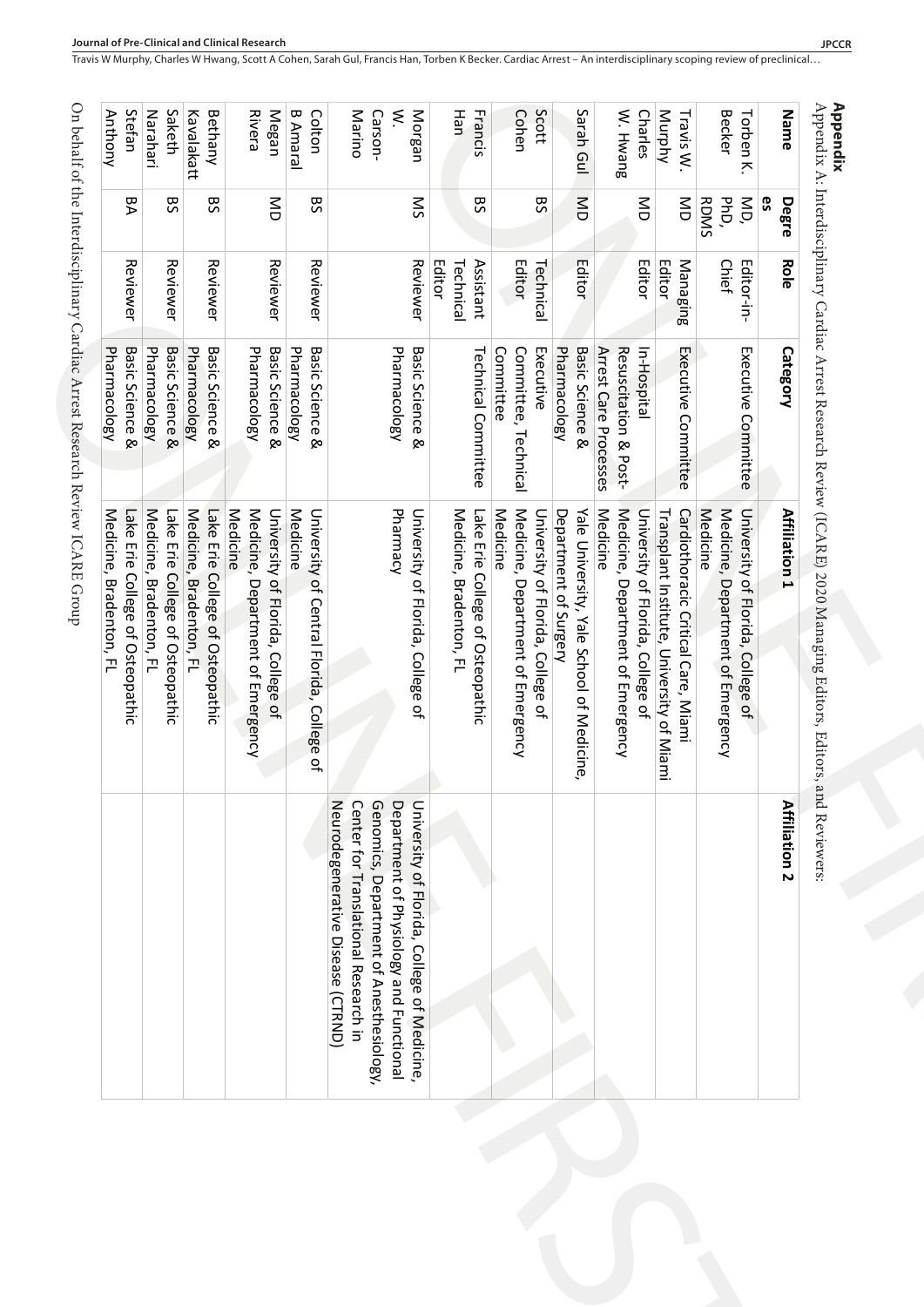## Appendix

Appendix A: Interdisciplinary Cardiac Arrest Research Review (ICARE) 2020 Managing Editors, Editors, and Reviewers:

| Name | Degrees | Role | Category | Affiliation 1 | Affiliation 2 |
|---|---|---|---|---|---|
| Torben K. Becker | MD, PhD, RDMS | Editor-in-Chief | Executive Committee | University of Florida, College of Medicine, Department of Emergency Medicine | |
| Travis W. Murphy | MD | Managing Editor | Executive Committee | Cardiothoracic Critical Care, Miami Transplant Institute, University of Miami | |
| Charles W. Hwang | MD | Editor | In-Hospital Resuscitation & Post-Arrest Care Processes | University of Florida, College of Medicine, Department of Emergency Medicine | |
| Sarah Gul | MD | Editor | Basic Science & Pharmacology | Yale University, Yale School of Medicine, Department of Surgery | |
| Scott Cohen | BS | Technical Editor | Executive Committee, Technical Committee | University of Florida, College of Medicine, Department of Emergency Medicine | |
| Francis Han | BS | Assistant Technical Editor | Technical Committee | Lake Erie College of Osteopathic Medicine, Bradenton, FL | |
| Morgan W. Carson-Marino | MS | Reviewer | Basic Science & Pharmacology | University of Florida, College of Pharmacy | University of Florida, College of Medicine, Department of Physiology and Functional Genomics, Department of Anesthesiology, Center for Translational Research in Neurodegenerative Disease (CTRND) |
| Colton B Amaral | BS | Reviewer | Basic Science & Pharmacology | University of Central Florida, College of Medicine | |
| Megan Rivera | MD | Reviewer | Basic Science & Pharmacology | University of Florida, College of Medicine, Department of Emergency Medicine | |
| Bethany Kavalakatt | BS | Reviewer | Basic Science & Pharmacology | Lake Erie College of Osteopathic Medicine, Bradenton, FL | |
| Saketh Narahari | BS | Reviewer | Basic Science & Pharmacology | Lake Erie College of Osteopathic Medicine, Bradenton, FL | |
| Stefan Anthony | BA | Reviewer | Basic Science & Pharmacology | Lake Erie College of Osteopathic Medicine, Bradenton, FL | |

On behalf of the Interdisciplinary Cardiac Arrest Research Review ICARE Group